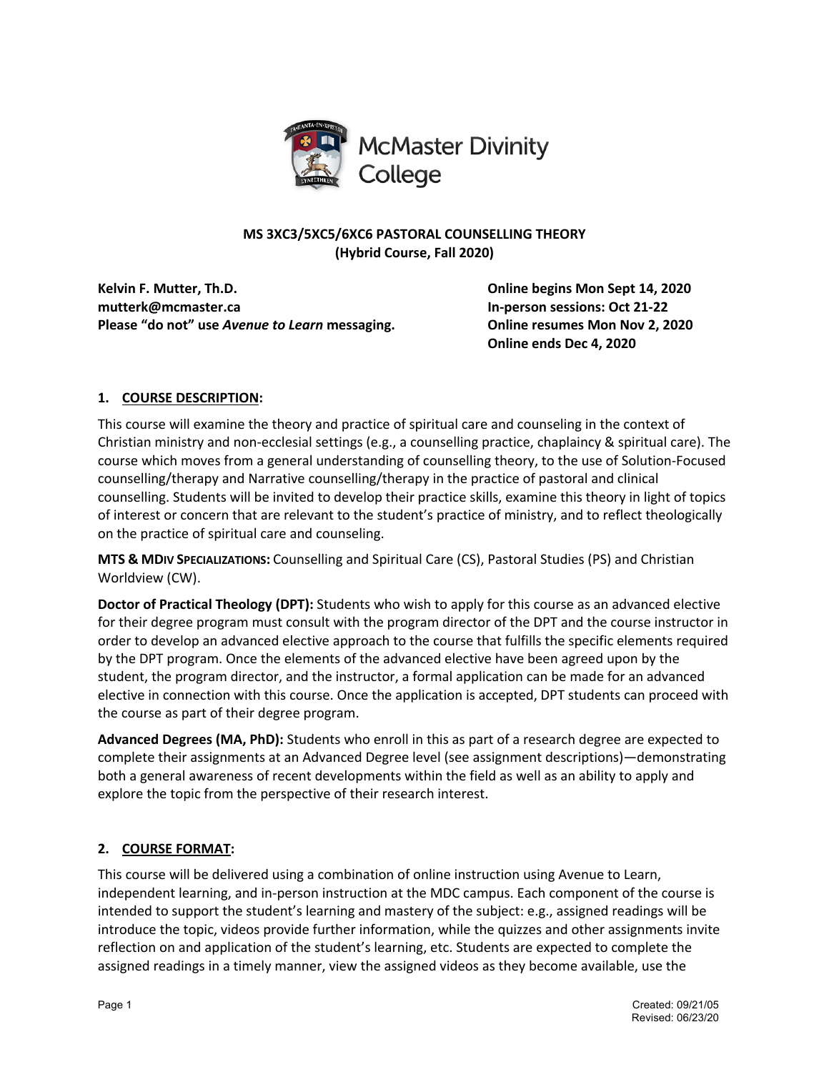McMaster Divinity College

**MS 3XC3/5XC5/6XC6 PASTORAL COUNSELLING THEORY**
**(Hybrid Course, Fall 2020)**

**Kelvin F. Mutter, Th.D.**
**mutterk@mcmaster.ca**
**Please "do not" use *Avenue to Learn* messaging.**

**Online begins Mon Sept 14, 2020**
**In-person sessions: Oct 21-22**
**Online resumes Mon Nov 2, 2020**
**Online ends Dec 4, 2020**

## 1. COURSE DESCRIPTION:

This course will examine the theory and practice of spiritual care and counseling in the context of Christian ministry and non-ecclesial settings (e.g., a counselling practice, chaplaincy & spiritual care). The course which moves from a general understanding of counselling theory, to the use of Solution-Focused counselling/therapy and Narrative counselling/therapy in the practice of pastoral and clinical counselling. Students will be invited to develop their practice skills, examine this theory in light of topics of interest or concern that are relevant to the student's practice of ministry, and to reflect theologically on the practice of spiritual care and counseling.

**MTS & MDIV SPECIALIZATIONS:** Counselling and Spiritual Care (CS), Pastoral Studies (PS) and Christian Worldview (CW).

**Doctor of Practical Theology (DPT):** Students who wish to apply for this course as an advanced elective for their degree program must consult with the program director of the DPT and the course instructor in order to develop an advanced elective approach to the course that fulfills the specific elements required by the DPT program. Once the elements of the advanced elective have been agreed upon by the student, the program director, and the instructor, a formal application can be made for an advanced elective in connection with this course. Once the application is accepted, DPT students can proceed with the course as part of their degree program.

**Advanced Degrees (MA, PhD):** Students who enroll in this as part of a research degree are expected to complete their assignments at an Advanced Degree level (see assignment descriptions)—demonstrating both a general awareness of recent developments within the field as well as an ability to apply and explore the topic from the perspective of their research interest.

## 2. COURSE FORMAT:

This course will be delivered using a combination of online instruction using Avenue to Learn, independent learning, and in-person instruction at the MDC campus. Each component of the course is intended to support the student's learning and mastery of the subject: e.g., assigned readings will be introduce the topic, videos provide further information, while the quizzes and other assignments invite reflection on and application of the student's learning, etc. Students are expected to complete the assigned readings in a timely manner, view the assigned videos as they become available, use the

Created: 09/21/05
Revised: 06/23/20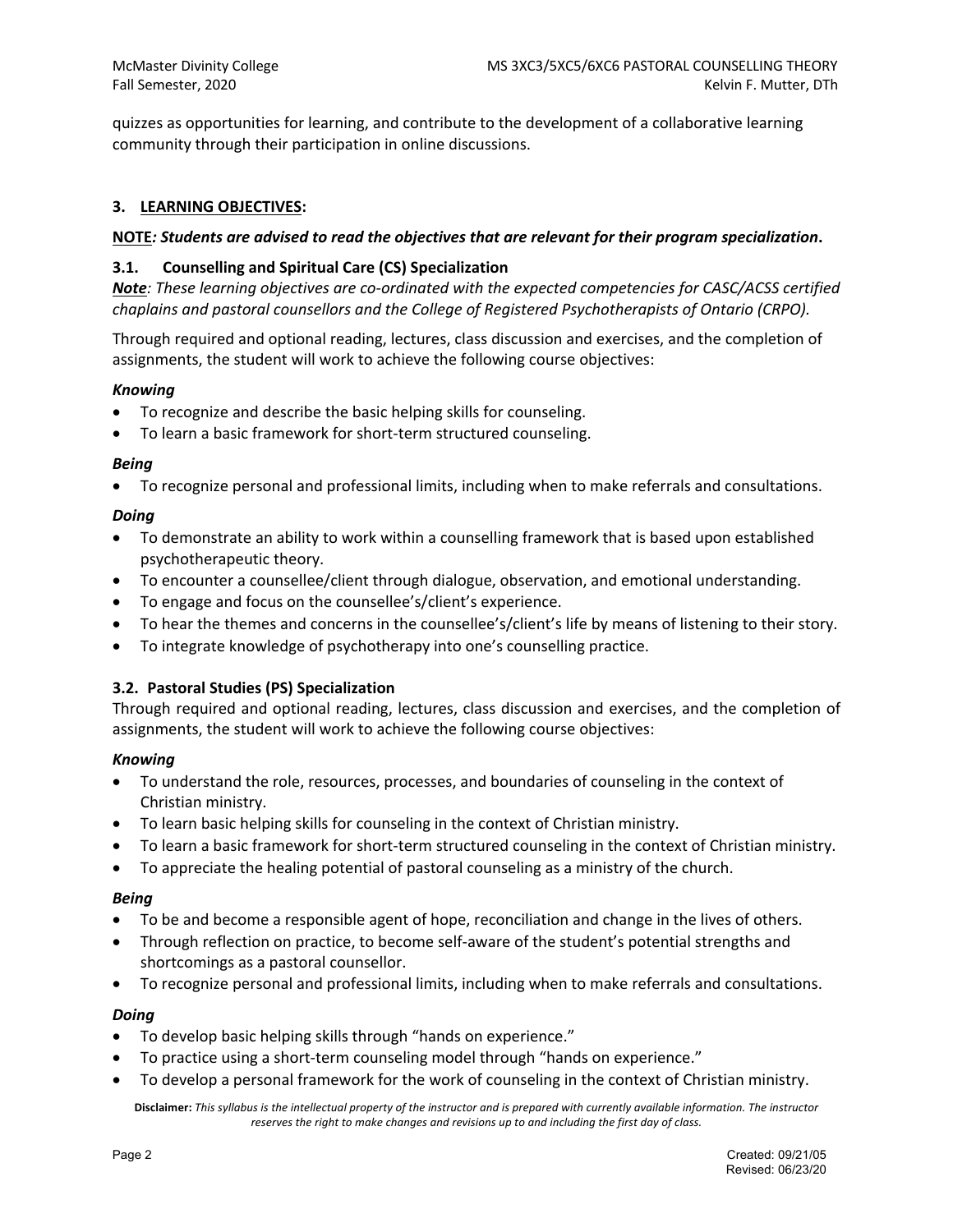quizzes as opportunities for learning, and contribute to the development of a collaborative learning community through their participation in online discussions.

## 3. LEARNING OBJECTIVES:

**NOTE*: Students are advised to read the objectives that are relevant for their program specialization*.**

### 3.1. Counselling and Spiritual Care (CS) Specialization

***Note****: These learning objectives are co-ordinated with the expected competencies for CASC/ACSS certified chaplains and pastoral counsellors and the College of Registered Psychotherapists of Ontario (CRPO).*

Through required and optional reading, lectures, class discussion and exercises, and the completion of assignments, the student will work to achieve the following course objectives:

***Knowing***

- To recognize and describe the basic helping skills for counseling.
- To learn a basic framework for short-term structured counseling.

***Being***

- To recognize personal and professional limits, including when to make referrals and consultations.

***Doing***

- To demonstrate an ability to work within a counselling framework that is based upon established psychotherapeutic theory.
- To encounter a counsellee/client through dialogue, observation, and emotional understanding.
- To engage and focus on the counsellee's/client's experience.
- To hear the themes and concerns in the counsellee's/client's life by means of listening to their story.
- To integrate knowledge of psychotherapy into one's counselling practice.

### 3.2. Pastoral Studies (PS) Specialization

Through required and optional reading, lectures, class discussion and exercises, and the completion of assignments, the student will work to achieve the following course objectives:

***Knowing***

- To understand the role, resources, processes, and boundaries of counseling in the context of Christian ministry.
- To learn basic helping skills for counseling in the context of Christian ministry.
- To learn a basic framework for short-term structured counseling in the context of Christian ministry.
- To appreciate the healing potential of pastoral counseling as a ministry of the church.

***Being***

- To be and become a responsible agent of hope, reconciliation and change in the lives of others.
- Through reflection on practice, to become self-aware of the student's potential strengths and shortcomings as a pastoral counsellor.
- To recognize personal and professional limits, including when to make referrals and consultations.

***Doing***

- To develop basic helping skills through "hands on experience."
- To practice using a short-term counseling model through "hands on experience."
- To develop a personal framework for the work of counseling in the context of Christian ministry.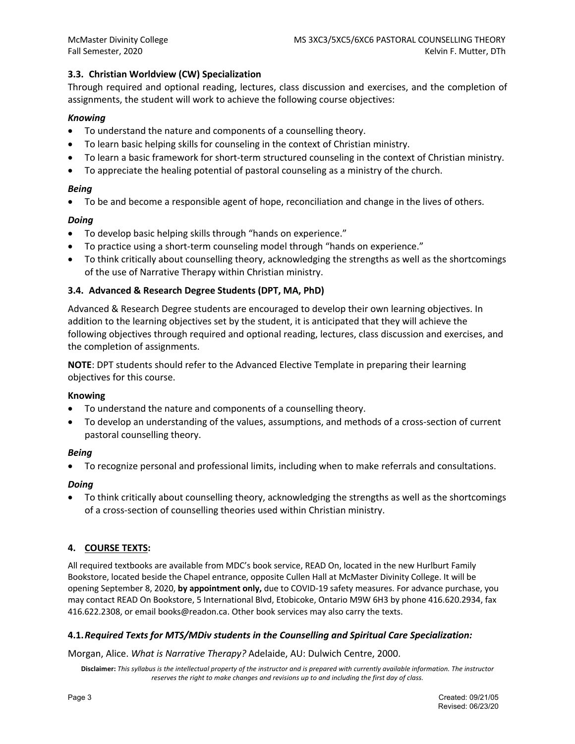### 3.3. Christian Worldview (CW) Specialization

Through required and optional reading, lectures, class discussion and exercises, and the completion of assignments, the student will work to achieve the following course objectives:

***Knowing***

- To understand the nature and components of a counselling theory.
- To learn basic helping skills for counseling in the context of Christian ministry.
- To learn a basic framework for short-term structured counseling in the context of Christian ministry.
- To appreciate the healing potential of pastoral counseling as a ministry of the church.

***Being***

- To be and become a responsible agent of hope, reconciliation and change in the lives of others.

***Doing***

- To develop basic helping skills through "hands on experience."
- To practice using a short-term counseling model through "hands on experience."
- To think critically about counselling theory, acknowledging the strengths as well as the shortcomings of the use of Narrative Therapy within Christian ministry.

### 3.4. Advanced & Research Degree Students (DPT, MA, PhD)

Advanced & Research Degree students are encouraged to develop their own learning objectives. In addition to the learning objectives set by the student, it is anticipated that they will achieve the following objectives through required and optional reading, lectures, class discussion and exercises, and the completion of assignments.

**NOTE**: DPT students should refer to the Advanced Elective Template in preparing their learning objectives for this course.

**Knowing**

- To understand the nature and components of a counselling theory.
- To develop an understanding of the values, assumptions, and methods of a cross-section of current pastoral counselling theory.

***Being***

- To recognize personal and professional limits, including when to make referrals and consultations.

***Doing***

- To think critically about counselling theory, acknowledging the strengths as well as the shortcomings of a cross-section of counselling theories used within Christian ministry.

## 4. COURSE TEXTS:

All required textbooks are available from MDC's book service, READ On, located in the new Hurlburt Family Bookstore, located beside the Chapel entrance, opposite Cullen Hall at McMaster Divinity College. It will be opening September 8, 2020, **by appointment only,** due to COVID-19 safety measures. For advance purchase, you may contact READ On Bookstore, 5 International Blvd, Etobicoke, Ontario M9W 6H3 by phone 416.620.2934, fax 416.622.2308, or email books@readon.ca. Other book services may also carry the texts.

### 4.1. *Required Texts for MTS/MDiv students in the Counselling and Spiritual Care Specialization:*

Morgan, Alice. *What is Narrative Therapy?* Adelaide, AU: Dulwich Centre, 2000.

**Disclaimer:** *This syllabus is the intellectual property of the instructor and is prepared with currently available information. The instructor reserves the right to make changes and revisions up to and including the first day of class.*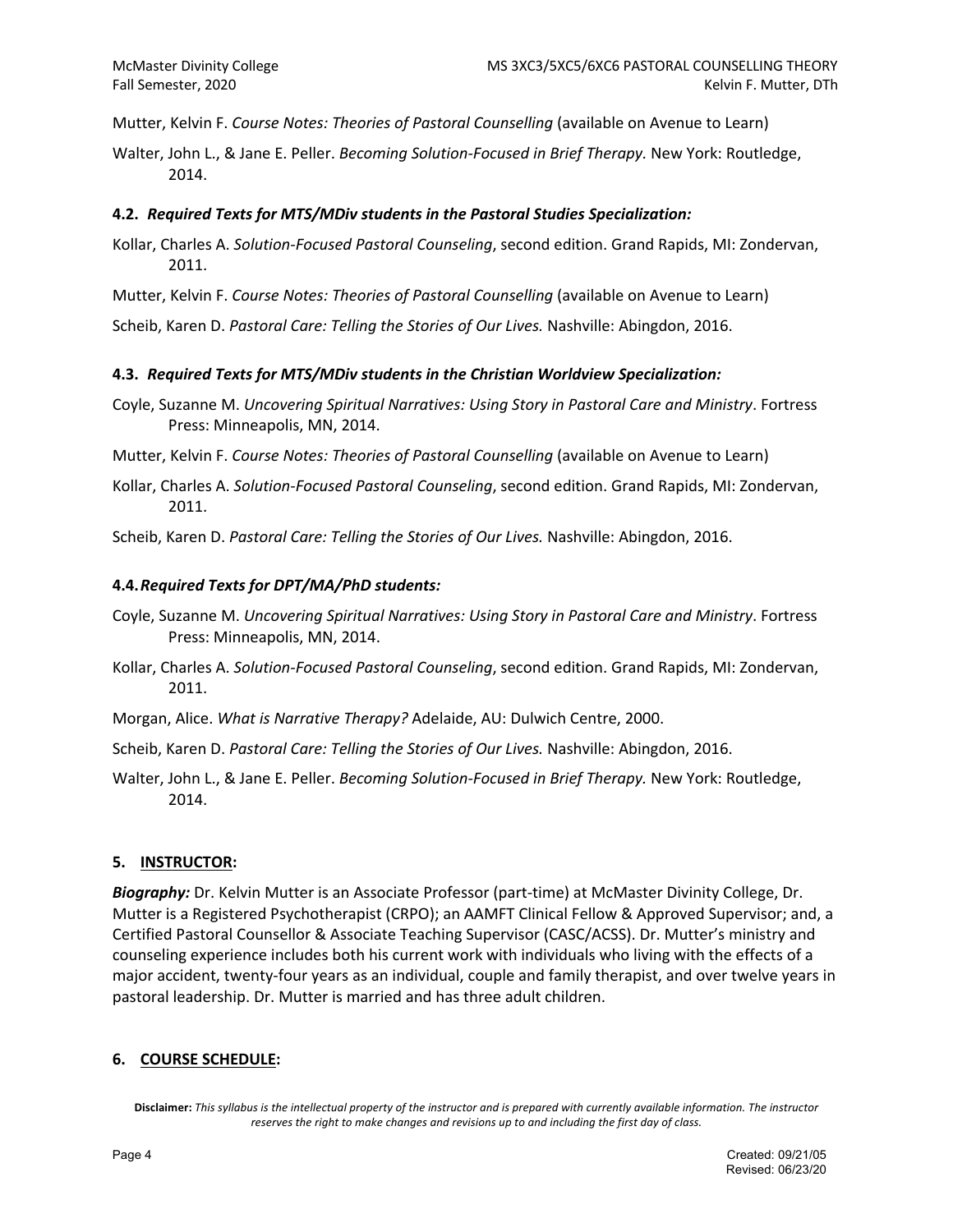Mutter, Kelvin F. *Course Notes: Theories of Pastoral Counselling* (available on Avenue to Learn)

Walter, John L., & Jane E. Peller. *Becoming Solution-Focused in Brief Therapy.* New York: Routledge, 2014.

### 4.2. *Required Texts for MTS/MDiv students in the Pastoral Studies Specialization:*

Kollar, Charles A. *Solution-Focused Pastoral Counseling*, second edition. Grand Rapids, MI: Zondervan, 2011.

Mutter, Kelvin F. *Course Notes: Theories of Pastoral Counselling* (available on Avenue to Learn)

Scheib, Karen D. *Pastoral Care: Telling the Stories of Our Lives.* Nashville: Abingdon, 2016.

### 4.3. *Required Texts for MTS/MDiv students in the Christian Worldview Specialization:*

Coyle, Suzanne M. *Uncovering Spiritual Narratives: Using Story in Pastoral Care and Ministry*. Fortress Press: Minneapolis, MN, 2014.

Mutter, Kelvin F. *Course Notes: Theories of Pastoral Counselling* (available on Avenue to Learn)

Kollar, Charles A. *Solution-Focused Pastoral Counseling*, second edition. Grand Rapids, MI: Zondervan, 2011.

Scheib, Karen D. *Pastoral Care: Telling the Stories of Our Lives.* Nashville: Abingdon, 2016.

### 4.4. *Required Texts for DPT/MA/PhD students:*

Coyle, Suzanne M. *Uncovering Spiritual Narratives: Using Story in Pastoral Care and Ministry*. Fortress Press: Minneapolis, MN, 2014.

Kollar, Charles A. *Solution-Focused Pastoral Counseling*, second edition. Grand Rapids, MI: Zondervan, 2011.

Morgan, Alice. *What is Narrative Therapy?* Adelaide, AU: Dulwich Centre, 2000.

Scheib, Karen D. *Pastoral Care: Telling the Stories of Our Lives.* Nashville: Abingdon, 2016.

Walter, John L., & Jane E. Peller. *Becoming Solution-Focused in Brief Therapy.* New York: Routledge, 2014.

## 5. INSTRUCTOR:

***Biography:*** Dr. Kelvin Mutter is an Associate Professor (part-time) at McMaster Divinity College, Dr. Mutter is a Registered Psychotherapist (CRPO); an AAMFT Clinical Fellow & Approved Supervisor; and, a Certified Pastoral Counsellor & Associate Teaching Supervisor (CASC/ACSS). Dr. Mutter's ministry and counseling experience includes both his current work with individuals who living with the effects of a major accident, twenty-four years as an individual, couple and family therapist, and over twelve years in pastoral leadership. Dr. Mutter is married and has three adult children.

## 6. COURSE SCHEDULE:

**Disclaimer:** *This syllabus is the intellectual property of the instructor and is prepared with currently available information. The instructor reserves the right to make changes and revisions up to and including the first day of class.*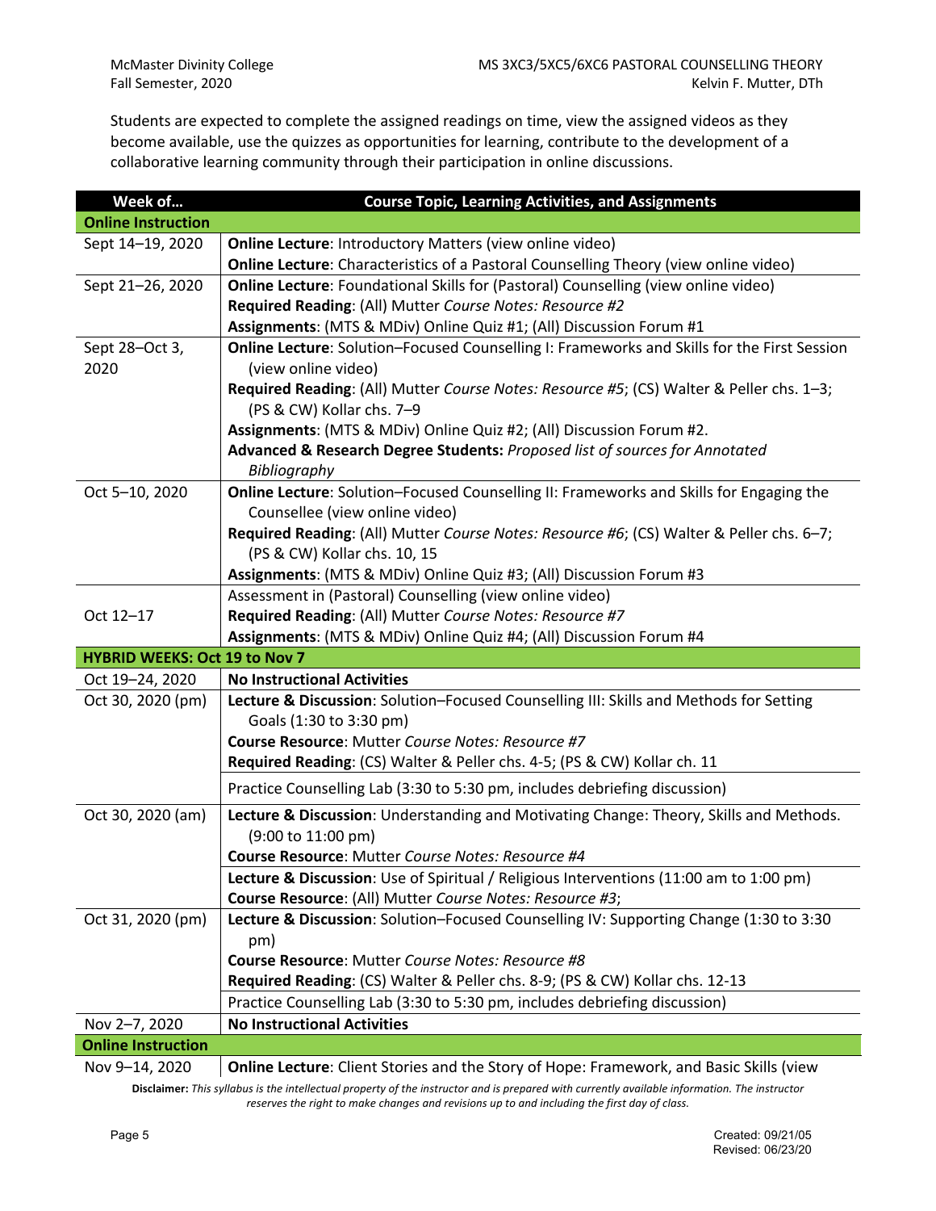Students are expected to complete the assigned readings on time, view the assigned videos as they become available, use the quizzes as opportunities for learning, contribute to the development of a collaborative learning community through their participation in online discussions.

| Week of… | Course Topic, Learning Activities, and Assignments |
|---|---|
| **Online Instruction** | |
| Sept 14–19, 2020 | **Online Lecture**: Introductory Matters (view online video)<br>**Online Lecture**: Characteristics of a Pastoral Counselling Theory (view online video) |
| Sept 21–26, 2020 | **Online Lecture**: Foundational Skills for (Pastoral) Counselling (view online video)<br>**Required Reading**: (All) Mutter *Course Notes: Resource #2*<br>**Assignments**: (MTS & MDiv) Online Quiz #1; (All) Discussion Forum #1 |
| Sept 28–Oct 3, 2020 | **Online Lecture**: Solution–Focused Counselling I: Frameworks and Skills for the First Session (view online video)<br>**Required Reading**: (All) Mutter *Course Notes: Resource #5*; (CS) Walter & Peller chs. 1–3; (PS & CW) Kollar chs. 7–9<br>**Assignments**: (MTS & MDiv) Online Quiz #2; (All) Discussion Forum #2.<br>**Advanced & Research Degree Students:** *Proposed list of sources for Annotated Bibliography* |
| Oct 5–10, 2020 | **Online Lecture**: Solution–Focused Counselling II: Frameworks and Skills for Engaging the Counsellee (view online video)<br>**Required Reading**: (All) Mutter *Course Notes: Resource #6*; (CS) Walter & Peller chs. 6–7; (PS & CW) Kollar chs. 10, 15<br>**Assignments**: (MTS & MDiv) Online Quiz #3; (All) Discussion Forum #3 |
| Oct 12–17 | Assessment in (Pastoral) Counselling (view online video)<br>**Required Reading**: (All) Mutter *Course Notes: Resource #7*<br>**Assignments**: (MTS & MDiv) Online Quiz #4; (All) Discussion Forum #4 |
| **HYBRID WEEKS: Oct 19 to Nov 7** | |
| Oct 19–24, 2020 | **No Instructional Activities** |
| Oct 30, 2020 (pm) | **Lecture & Discussion**: Solution–Focused Counselling III: Skills and Methods for Setting Goals (1:30 to 3:30 pm)<br>**Course Resource**: Mutter *Course Notes: Resource #7*<br>**Required Reading**: (CS) Walter & Peller chs. 4-5; (PS & CW) Kollar ch. 11 |
| | Practice Counselling Lab (3:30 to 5:30 pm, includes debriefing discussion) |
| Oct 30, 2020 (am) | **Lecture & Discussion**: Understanding and Motivating Change: Theory, Skills and Methods. (9:00 to 11:00 pm)<br>**Course Resource**: Mutter *Course Notes: Resource #4* |
| | **Lecture & Discussion**: Use of Spiritual / Religious Interventions (11:00 am to 1:00 pm)<br>**Course Resource**: (All) Mutter *Course Notes: Resource #3*; |
| Oct 31, 2020 (pm) | **Lecture & Discussion**: Solution–Focused Counselling IV: Supporting Change (1:30 to 3:30 pm)<br>**Course Resource**: Mutter *Course Notes: Resource #8*<br>**Required Reading**: (CS) Walter & Peller chs. 8-9; (PS & CW) Kollar chs. 12-13 |
| | Practice Counselling Lab (3:30 to 5:30 pm, includes debriefing discussion) |
| Nov 2–7, 2020 | **No Instructional Activities** |
| **Online Instruction** | |
| Nov 9–14, 2020 | **Online Lecture**: Client Stories and the Story of Hope: Framework, and Basic Skills (view |

**Disclaimer:** *This syllabus is the intellectual property of the instructor and is prepared with currently available information. The instructor reserves the right to make changes and revisions up to and including the first day of class.*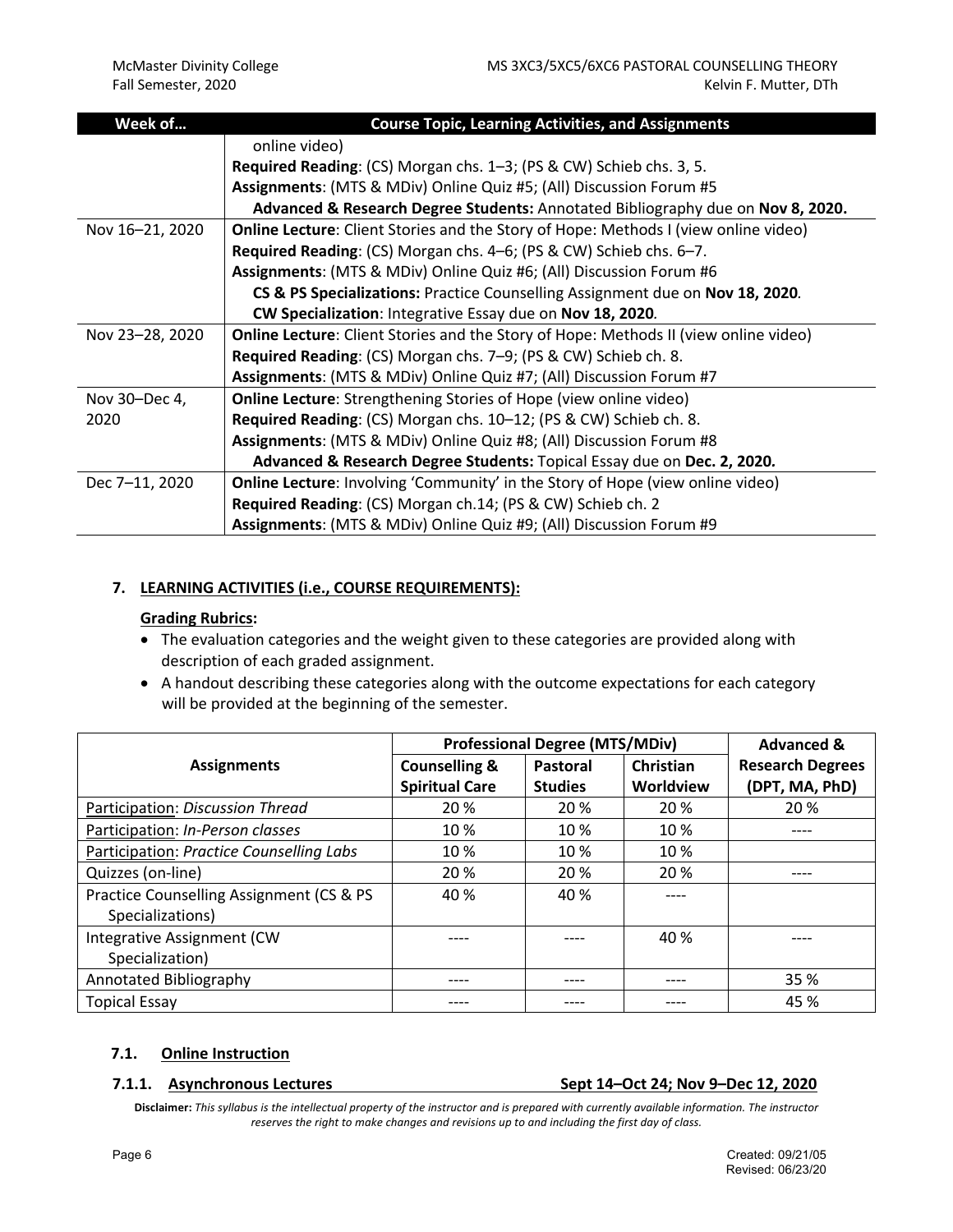| Week of… | Course Topic, Learning Activities, and Assignments |
|---|---|
| | online video)<br>**Required Reading**: (CS) Morgan chs. 1–3; (PS & CW) Schieb chs. 3, 5.<br>**Assignments**: (MTS & MDiv) Online Quiz #5; (All) Discussion Forum #5<br>**Advanced & Research Degree Students:** Annotated Bibliography due on **Nov 8, 2020.** |
| Nov 16–21, 2020 | **Online Lecture**: Client Stories and the Story of Hope: Methods I (view online video)<br>**Required Reading**: (CS) Morgan chs. 4–6; (PS & CW) Schieb chs. 6–7.<br>**Assignments**: (MTS & MDiv) Online Quiz #6; (All) Discussion Forum #6<br>**CS & PS Specializations:** Practice Counselling Assignment due on **Nov 18, 2020**.<br>**CW Specialization**: Integrative Essay due on **Nov 18, 2020**. |
| Nov 23–28, 2020 | **Online Lecture**: Client Stories and the Story of Hope: Methods II (view online video)<br>**Required Reading**: (CS) Morgan chs. 7–9; (PS & CW) Schieb ch. 8.<br>**Assignments**: (MTS & MDiv) Online Quiz #7; (All) Discussion Forum #7 |
| Nov 30–Dec 4, 2020 | **Online Lecture**: Strengthening Stories of Hope (view online video)<br>**Required Reading**: (CS) Morgan chs. 10–12; (PS & CW) Schieb ch. 8.<br>**Assignments**: (MTS & MDiv) Online Quiz #8; (All) Discussion Forum #8<br>**Advanced & Research Degree Students:** Topical Essay due on **Dec. 2, 2020.** |
| Dec 7–11, 2020 | **Online Lecture**: Involving 'Community' in the Story of Hope (view online video)<br>**Required Reading**: (CS) Morgan ch.14; (PS & CW) Schieb ch. 2<br>**Assignments**: (MTS & MDiv) Online Quiz #9; (All) Discussion Forum #9 |

## 7. LEARNING ACTIVITIES (i.e., COURSE REQUIREMENTS):

**Grading Rubrics:**

- The evaluation categories and the weight given to these categories are provided along with description of each graded assignment.
- A handout describing these categories along with the outcome expectations for each category will be provided at the beginning of the semester.

| Assignments | Professional Degree (MTS/MDiv) | | | Advanced & Research Degrees (DPT, MA, PhD) |
|---|---|---|---|---|
| | **Counselling & Spiritual Care** | **Pastoral Studies** | **Christian Worldview** | |
| Participation: *Discussion Thread* | 20 % | 20 % | 20 % | 20 % |
| Participation: *In-Person classes* | 10 % | 10 % | 10 % | ---- |
| Participation: *Practice Counselling Labs* | 10 % | 10 % | 10 % | |
| Quizzes (on-line) | 20 % | 20 % | 20 % | ---- |
| Practice Counselling Assignment (CS & PS Specializations) | 40 % | 40 % | ---- | |
| Integrative Assignment (CW Specialization) | ---- | ---- | 40 % | ---- |
| Annotated Bibliography | ---- | ---- | ---- | 35 % |
| Topical Essay | ---- | ---- | ---- | 45 % |

### 7.1. Online Instruction

#### 7.1.1. Asynchronous Lectures — Sept 14–Oct 24; Nov 9–Dec 12, 2020

**Disclaimer:** *This syllabus is the intellectual property of the instructor and is prepared with currently available information. The instructor reserves the right to make changes and revisions up to and including the first day of class.*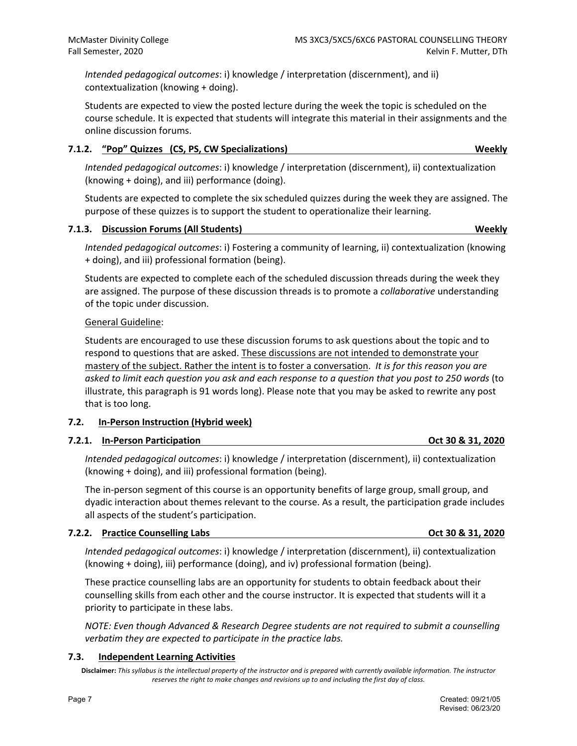*Intended pedagogical outcomes*: i) knowledge / interpretation (discernment), and ii) contextualization (knowing + doing).

Students are expected to view the posted lecture during the week the topic is scheduled on the course schedule. It is expected that students will integrate this material in their assignments and the online discussion forums.

#### 7.1.2. "Pop" Quizzes (CS, PS, CW Specializations) — Weekly

*Intended pedagogical outcomes*: i) knowledge / interpretation (discernment), ii) contextualization (knowing + doing), and iii) performance (doing).

Students are expected to complete the six scheduled quizzes during the week they are assigned. The purpose of these quizzes is to support the student to operationalize their learning.

#### 7.1.3. Discussion Forums (All Students) — Weekly

*Intended pedagogical outcomes*: i) Fostering a community of learning, ii) contextualization (knowing + doing), and iii) professional formation (being).

Students are expected to complete each of the scheduled discussion threads during the week they are assigned. The purpose of these discussion threads is to promote a *collaborative* understanding of the topic under discussion.

General Guideline:

Students are encouraged to use these discussion forums to ask questions about the topic and to respond to questions that are asked. These discussions are not intended to demonstrate your mastery of the subject. Rather the intent is to foster a conversation. *It is for this reason you are asked to limit each question you ask and each response to a question that you post to 250 words* (to illustrate, this paragraph is 91 words long). Please note that you may be asked to rewrite any post that is too long.

### 7.2. In-Person Instruction (Hybrid week)

#### 7.2.1. In-Person Participation — Oct 30 & 31, 2020

*Intended pedagogical outcomes*: i) knowledge / interpretation (discernment), ii) contextualization (knowing + doing), and iii) professional formation (being).

The in-person segment of this course is an opportunity benefits of large group, small group, and dyadic interaction about themes relevant to the course. As a result, the participation grade includes all aspects of the student's participation.

#### 7.2.2. Practice Counselling Labs — Oct 30 & 31, 2020

*Intended pedagogical outcomes*: i) knowledge / interpretation (discernment), ii) contextualization (knowing + doing), iii) performance (doing), and iv) professional formation (being).

These practice counselling labs are an opportunity for students to obtain feedback about their counselling skills from each other and the course instructor. It is expected that students will it a priority to participate in these labs.

*NOTE: Even though Advanced & Research Degree students are not required to submit a counselling verbatim they are expected to participate in the practice labs.*

### 7.3. Independent Learning Activities

**Disclaimer:** *This syllabus is the intellectual property of the instructor and is prepared with currently available information. The instructor reserves the right to make changes and revisions up to and including the first day of class.*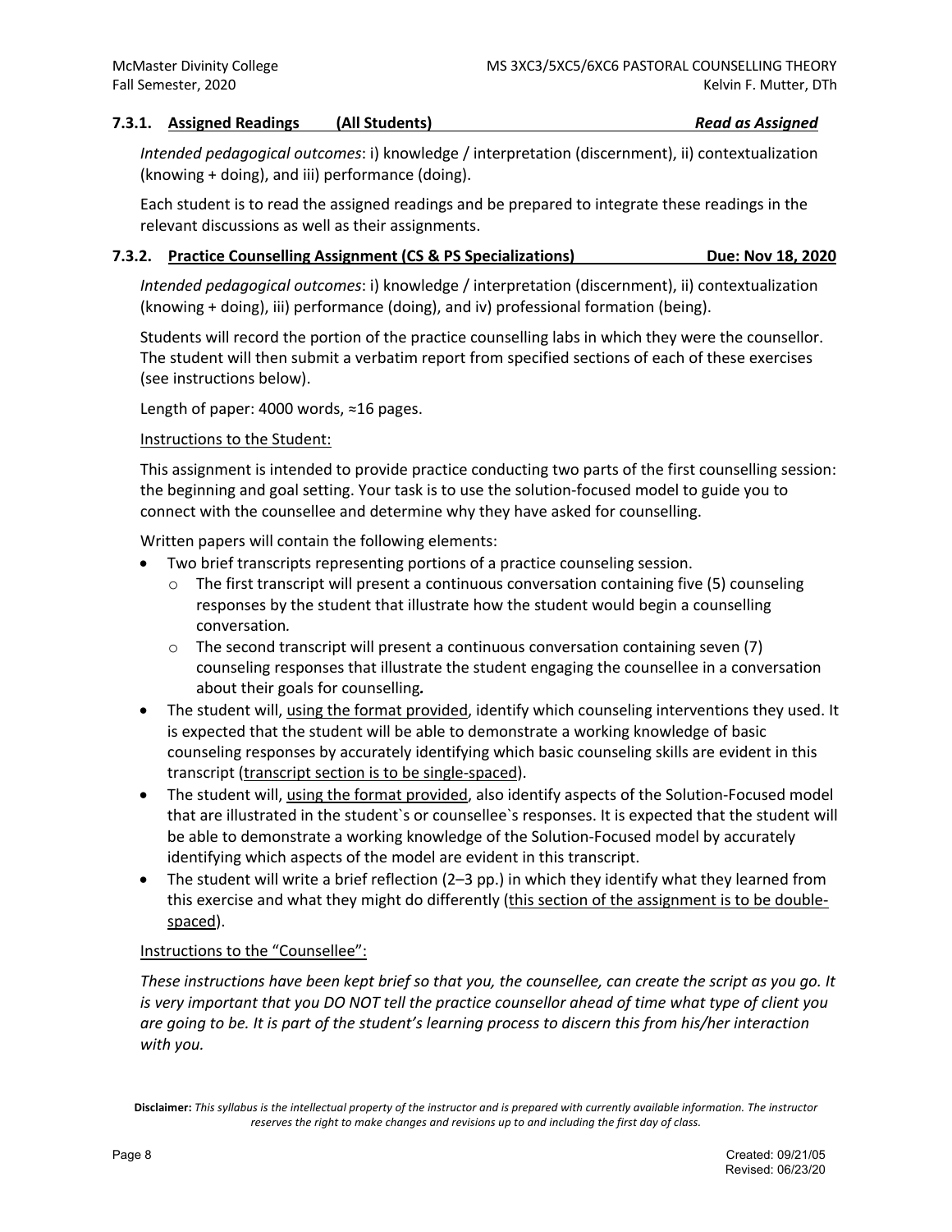### 7.3.1. Assigned Readings (All Students) *Read as Assigned*

*Intended pedagogical outcomes*: i) knowledge / interpretation (discernment), ii) contextualization (knowing + doing), and iii) performance (doing).

Each student is to read the assigned readings and be prepared to integrate these readings in the relevant discussions as well as their assignments.

### 7.3.2. Practice Counselling Assignment (CS & PS Specializations) Due: Nov 18, 2020

*Intended pedagogical outcomes*: i) knowledge / interpretation (discernment), ii) contextualization (knowing + doing), iii) performance (doing), and iv) professional formation (being).

Students will record the portion of the practice counselling labs in which they were the counsellor. The student will then submit a verbatim report from specified sections of each of these exercises (see instructions below).

Length of paper: 4000 words, ≈16 pages.

Instructions to the Student:

This assignment is intended to provide practice conducting two parts of the first counselling session: the beginning and goal setting. Your task is to use the solution-focused model to guide you to connect with the counsellee and determine why they have asked for counselling.

Written papers will contain the following elements:

- Two brief transcripts representing portions of a practice counseling session.
  - The first transcript will present a continuous conversation containing five (5) counseling responses by the student that illustrate how the student would begin a counselling conversation*.*
  - The second transcript will present a continuous conversation containing seven (7) counseling responses that illustrate the student engaging the counsellee in a conversation about their goals for counselling***.***
- The student will, using the format provided, identify which counseling interventions they used. It is expected that the student will be able to demonstrate a working knowledge of basic counseling responses by accurately identifying which basic counseling skills are evident in this transcript (transcript section is to be single-spaced).
- The student will, using the format provided, also identify aspects of the Solution-Focused model that are illustrated in the student`s or counsellee`s responses. It is expected that the student will be able to demonstrate a working knowledge of the Solution-Focused model by accurately identifying which aspects of the model are evident in this transcript.
- The student will write a brief reflection (2–3 pp.) in which they identify what they learned from this exercise and what they might do differently (this section of the assignment is to be double-spaced).

Instructions to the "Counsellee":

*These instructions have been kept brief so that you, the counsellee, can create the script as you go. It is very important that you DO NOT tell the practice counsellor ahead of time what type of client you are going to be. It is part of the student's learning process to discern this from his/her interaction with you.*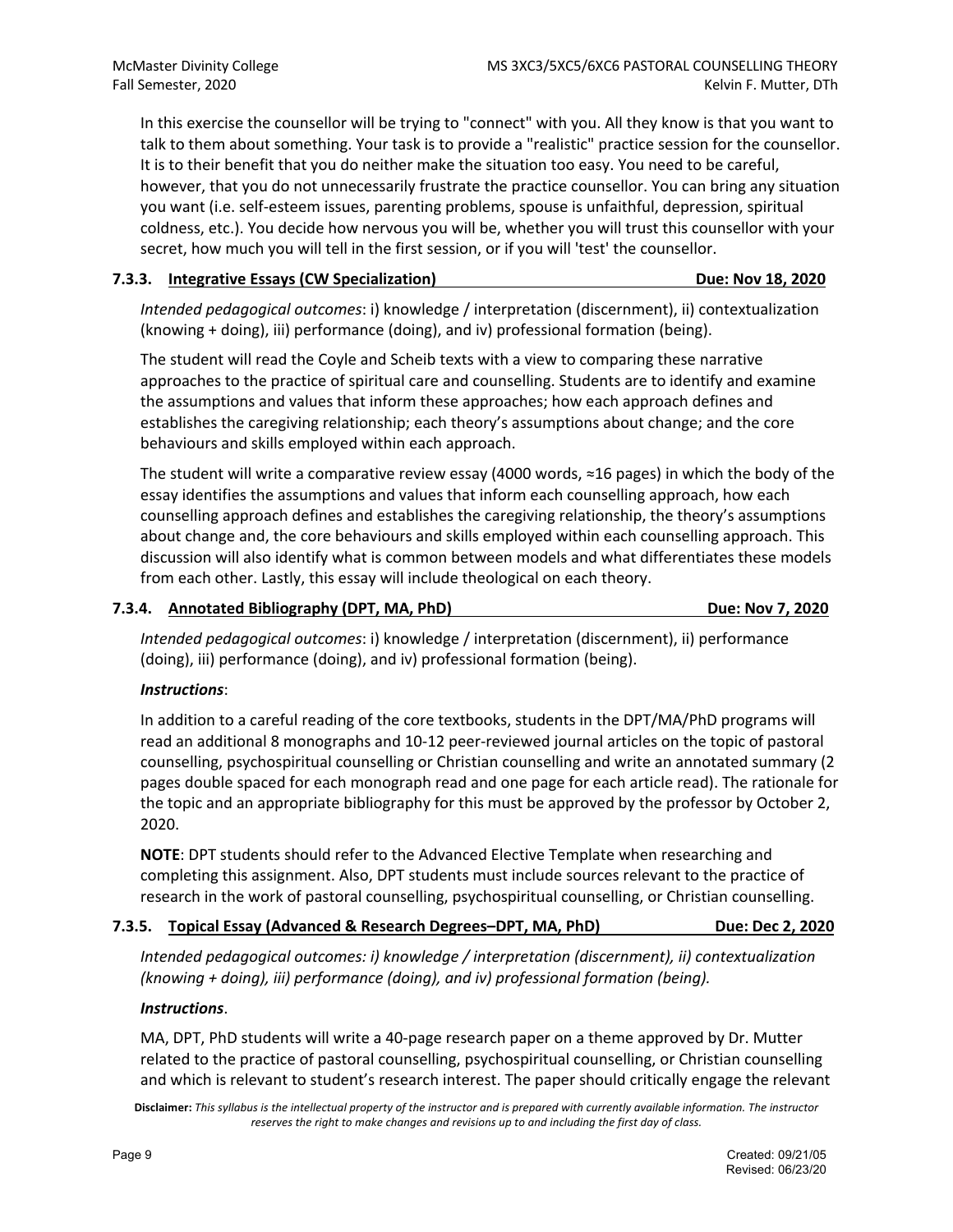In this exercise the counsellor will be trying to "connect" with you. All they know is that you want to talk to them about something. Your task is to provide a "realistic" practice session for the counsellor. It is to their benefit that you do neither make the situation too easy. You need to be careful, however, that you do not unnecessarily frustrate the practice counsellor. You can bring any situation you want (i.e. self-esteem issues, parenting problems, spouse is unfaithful, depression, spiritual coldness, etc.). You decide how nervous you will be, whether you will trust this counsellor with your secret, how much you will tell in the first session, or if you will 'test' the counsellor.

### 7.3.3. Integrative Essays (CW Specialization) — Due: Nov 18, 2020

*Intended pedagogical outcomes*: i) knowledge / interpretation (discernment), ii) contextualization (knowing + doing), iii) performance (doing), and iv) professional formation (being).

The student will read the Coyle and Scheib texts with a view to comparing these narrative approaches to the practice of spiritual care and counselling. Students are to identify and examine the assumptions and values that inform these approaches; how each approach defines and establishes the caregiving relationship; each theory's assumptions about change; and the core behaviours and skills employed within each approach.

The student will write a comparative review essay (4000 words, ≈16 pages) in which the body of the essay identifies the assumptions and values that inform each counselling approach, how each counselling approach defines and establishes the caregiving relationship, the theory's assumptions about change and, the core behaviours and skills employed within each counselling approach. This discussion will also identify what is common between models and what differentiates these models from each other. Lastly, this essay will include theological on each theory.

### 7.3.4. Annotated Bibliography (DPT, MA, PhD) — Due: Nov 7, 2020

*Intended pedagogical outcomes*: i) knowledge / interpretation (discernment), ii) performance (doing), iii) performance (doing), and iv) professional formation (being).

***Instructions***:

In addition to a careful reading of the core textbooks, students in the DPT/MA/PhD programs will read an additional 8 monographs and 10-12 peer-reviewed journal articles on the topic of pastoral counselling, psychospiritual counselling or Christian counselling and write an annotated summary (2 pages double spaced for each monograph read and one page for each article read). The rationale for the topic and an appropriate bibliography for this must be approved by the professor by October 2, 2020.

**NOTE**: DPT students should refer to the Advanced Elective Template when researching and completing this assignment. Also, DPT students must include sources relevant to the practice of research in the work of pastoral counselling, psychospiritual counselling, or Christian counselling.

### 7.3.5. Topical Essay (Advanced & Research Degrees–DPT, MA, PhD) — Due: Dec 2, 2020

*Intended pedagogical outcomes: i) knowledge / interpretation (discernment), ii) contextualization (knowing + doing), iii) performance (doing), and iv) professional formation (being).*

***Instructions***.

MA, DPT, PhD students will write a 40-page research paper on a theme approved by Dr. Mutter related to the practice of pastoral counselling, psychospiritual counselling, or Christian counselling and which is relevant to student's research interest. The paper should critically engage the relevant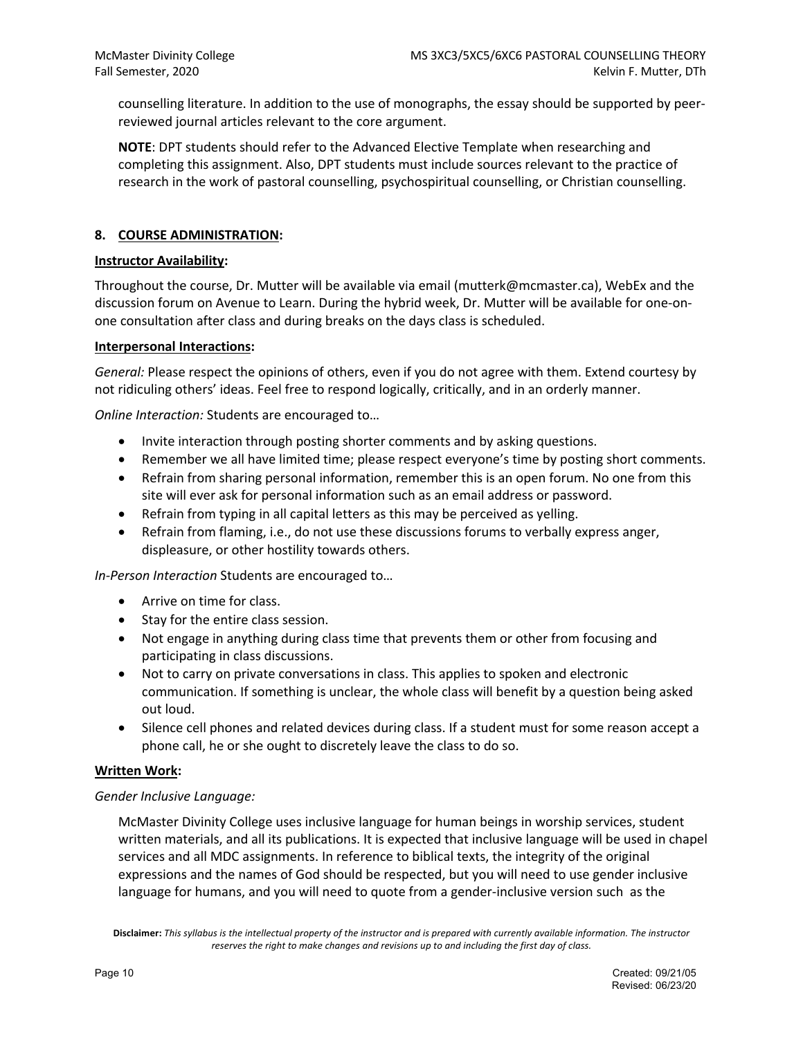counselling literature. In addition to the use of monographs, the essay should be supported by peer-reviewed journal articles relevant to the core argument.

**NOTE**: DPT students should refer to the Advanced Elective Template when researching and completing this assignment. Also, DPT students must include sources relevant to the practice of research in the work of pastoral counselling, psychospiritual counselling, or Christian counselling.

## 8. COURSE ADMINISTRATION:

**Instructor Availability:**

Throughout the course, Dr. Mutter will be available via email (mutterk@mcmaster.ca), WebEx and the discussion forum on Avenue to Learn. During the hybrid week, Dr. Mutter will be available for one-on-one consultation after class and during breaks on the days class is scheduled.

**Interpersonal Interactions:**

*General:* Please respect the opinions of others, even if you do not agree with them. Extend courtesy by not ridiculing others' ideas. Feel free to respond logically, critically, and in an orderly manner.

*Online Interaction:* Students are encouraged to…

- Invite interaction through posting shorter comments and by asking questions.
- Remember we all have limited time; please respect everyone's time by posting short comments.
- Refrain from sharing personal information, remember this is an open forum. No one from this site will ever ask for personal information such as an email address or password.
- Refrain from typing in all capital letters as this may be perceived as yelling.
- Refrain from flaming, i.e., do not use these discussions forums to verbally express anger, displeasure, or other hostility towards others.

*In-Person Interaction* Students are encouraged to…

- Arrive on time for class.
- Stay for the entire class session.
- Not engage in anything during class time that prevents them or other from focusing and participating in class discussions.
- Not to carry on private conversations in class. This applies to spoken and electronic communication. If something is unclear, the whole class will benefit by a question being asked out loud.
- Silence cell phones and related devices during class. If a student must for some reason accept a phone call, he or she ought to discretely leave the class to do so.

**Written Work:**

*Gender Inclusive Language:*

McMaster Divinity College uses inclusive language for human beings in worship services, student written materials, and all its publications. It is expected that inclusive language will be used in chapel services and all MDC assignments. In reference to biblical texts, the integrity of the original expressions and the names of God should be respected, but you will need to use gender inclusive language for humans, and you will need to quote from a gender-inclusive version such as the

**Disclaimer:** *This syllabus is the intellectual property of the instructor and is prepared with currently available information. The instructor reserves the right to make changes and revisions up to and including the first day of class.*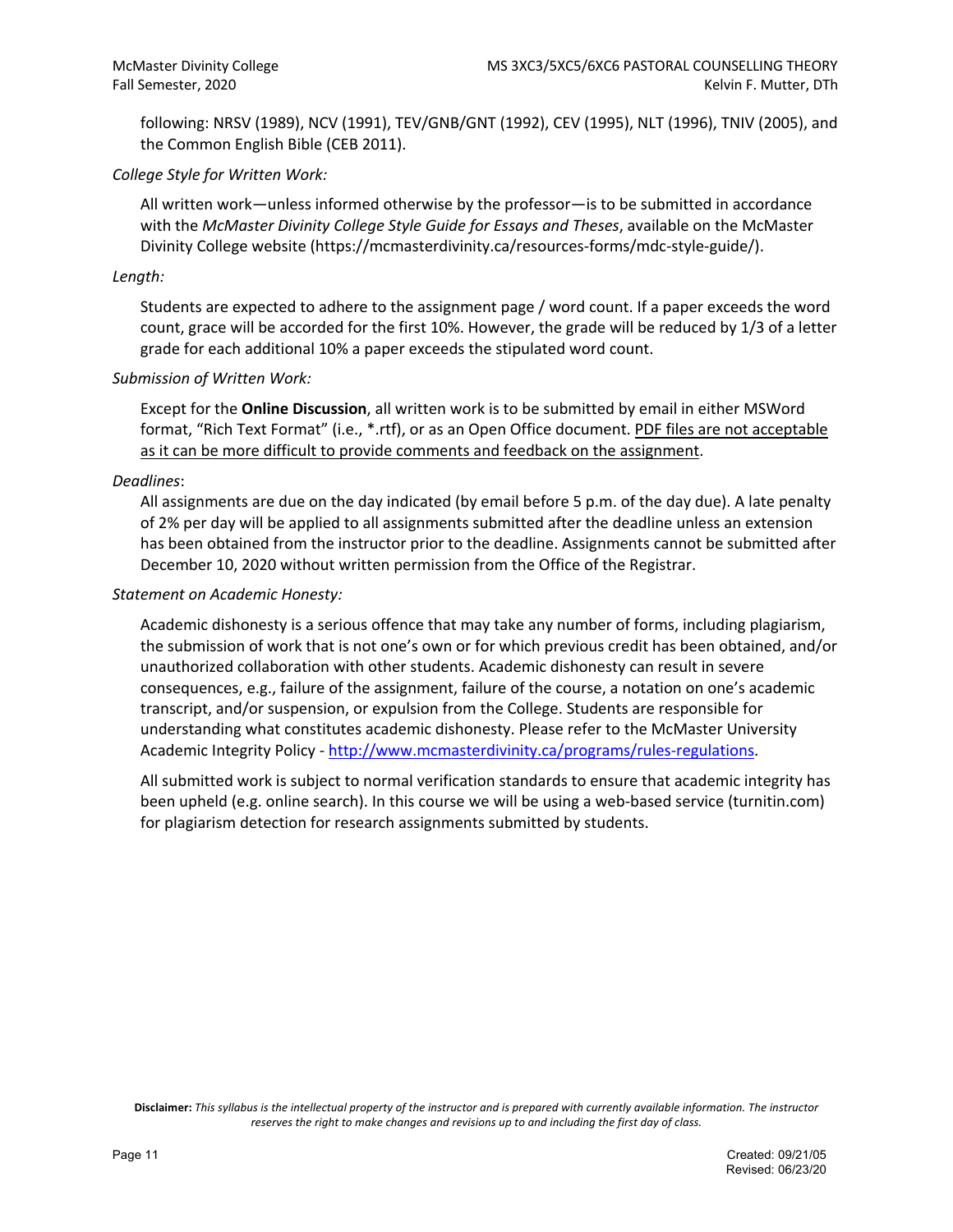following: NRSV (1989), NCV (1991), TEV/GNB/GNT (1992), CEV (1995), NLT (1996), TNIV (2005), and the Common English Bible (CEB 2011).

*College Style for Written Work:*

All written work—unless informed otherwise by the professor—is to be submitted in accordance with the *McMaster Divinity College Style Guide for Essays and Theses*, available on the McMaster Divinity College website (https://mcmasterdivinity.ca/resources-forms/mdc-style-guide/).

*Length:*

Students are expected to adhere to the assignment page / word count. If a paper exceeds the word count, grace will be accorded for the first 10%. However, the grade will be reduced by 1/3 of a letter grade for each additional 10% a paper exceeds the stipulated word count.

*Submission of Written Work:*

Except for the **Online Discussion**, all written work is to be submitted by email in either MSWord format, "Rich Text Format" (i.e., *.rtf), or as an Open Office document. PDF files are not acceptable as it can be more difficult to provide comments and feedback on the assignment.

*Deadlines*:

All assignments are due on the day indicated (by email before 5 p.m. of the day due). A late penalty of 2% per day will be applied to all assignments submitted after the deadline unless an extension has been obtained from the instructor prior to the deadline. Assignments cannot be submitted after December 10, 2020 without written permission from the Office of the Registrar.

*Statement on Academic Honesty:*

Academic dishonesty is a serious offence that may take any number of forms, including plagiarism, the submission of work that is not one's own or for which previous credit has been obtained, and/or unauthorized collaboration with other students. Academic dishonesty can result in severe consequences, e.g., failure of the assignment, failure of the course, a notation on one's academic transcript, and/or suspension, or expulsion from the College. Students are responsible for understanding what constitutes academic dishonesty. Please refer to the McMaster University Academic Integrity Policy - [http://www.mcmasterdivinity.ca/programs/rules-regulations](http://www.mcmasterdivinity.ca/programs/rules-regulations).

All submitted work is subject to normal verification standards to ensure that academic integrity has been upheld (e.g. online search). In this course we will be using a web-based service (turnitin.com) for plagiarism detection for research assignments submitted by students.

**Disclaimer:** *This syllabus is the intellectual property of the instructor and is prepared with currently available information. The instructor reserves the right to make changes and revisions up to and including the first day of class.*